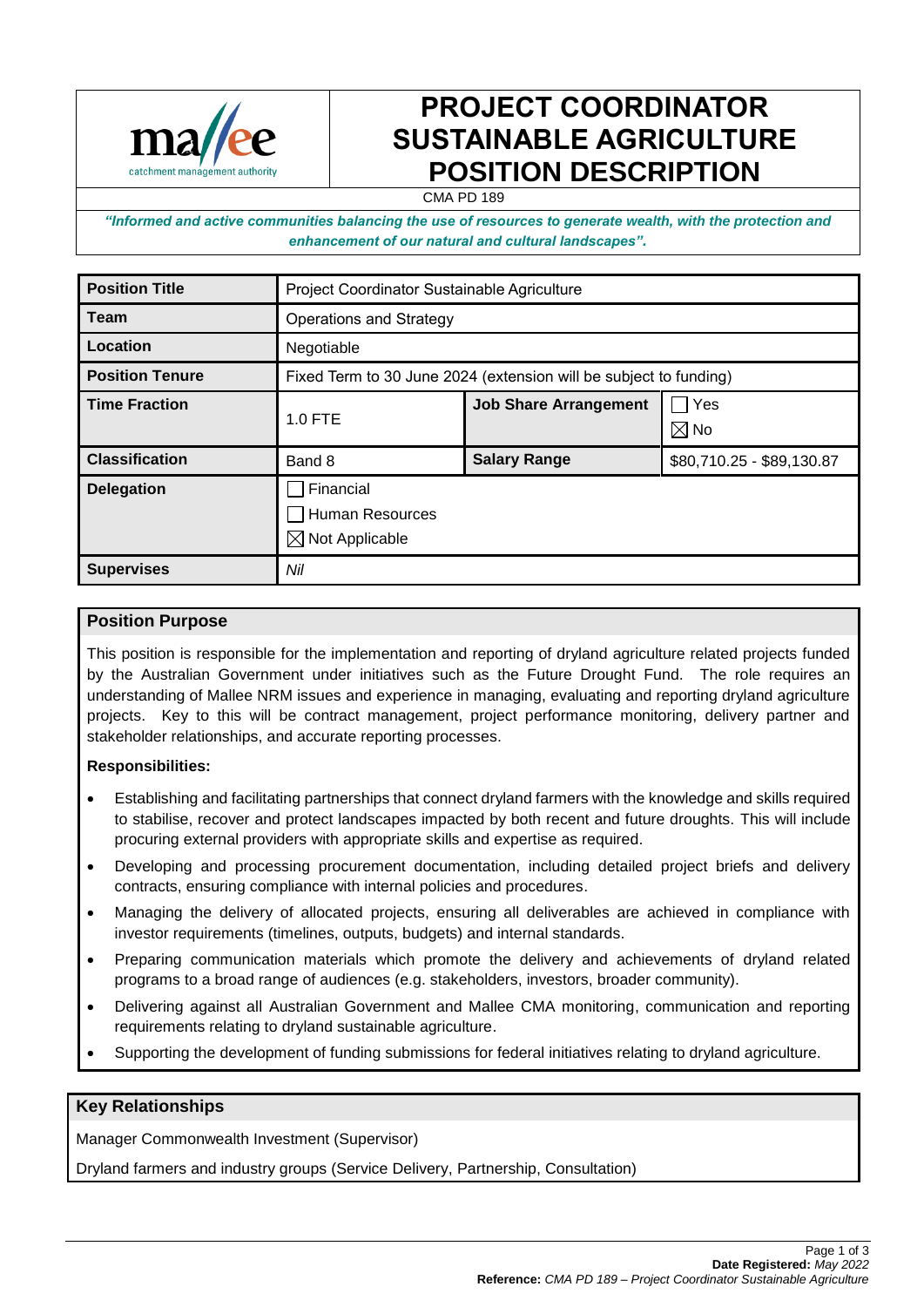# PROJECT COORDINATOR SUSTAINABLE AGRICULTURE POSITION DESCRIPTION

CMA PD 189

***"Informed and active communities balancing the use of resources to generate wealth, with the protection and enhancement of our natural and cultural landscapes".***

| **Position Title** | Project Coordinator Sustainable Agriculture | | |
|---|---|---|---|
| **Team** | Operations and Strategy | | |
| **Location** | Negotiable | | |
| **Position Tenure** | Fixed Term to 30 June 2024 (extension will be subject to funding) | | |
| **Time Fraction** | 1.0 FTE | **Job Share Arrangement** | ☐ Yes<br>☒ No |
| **Classification** | Band 8 | **Salary Range** | $80,710.25 - $89,130.87 |
| **Delegation** | ☐ Financial<br>☐ Human Resources<br>☒ Not Applicable | | |
| **Supervises** | *Nil* | | |

## Position Purpose

This position is responsible for the implementation and reporting of dryland agriculture related projects funded by the Australian Government under initiatives such as the Future Drought Fund. The role requires an understanding of Mallee NRM issues and experience in managing, evaluating and reporting dryland agriculture projects. Key to this will be contract management, project performance monitoring, delivery partner and stakeholder relationships, and accurate reporting processes.

**Responsibilities:**

- Establishing and facilitating partnerships that connect dryland farmers with the knowledge and skills required to stabilise, recover and protect landscapes impacted by both recent and future droughts. This will include procuring external providers with appropriate skills and expertise as required.
- Developing and processing procurement documentation, including detailed project briefs and delivery contracts, ensuring compliance with internal policies and procedures.
- Managing the delivery of allocated projects, ensuring all deliverables are achieved in compliance with investor requirements (timelines, outputs, budgets) and internal standards.
- Preparing communication materials which promote the delivery and achievements of dryland related programs to a broad range of audiences (e.g. stakeholders, investors, broader community).
- Delivering against all Australian Government and Mallee CMA monitoring, communication and reporting requirements relating to dryland sustainable agriculture.
- Supporting the development of funding submissions for federal initiatives relating to dryland agriculture.

## Key Relationships

Manager Commonwealth Investment (Supervisor)

Dryland farmers and industry groups (Service Delivery, Partnership, Consultation)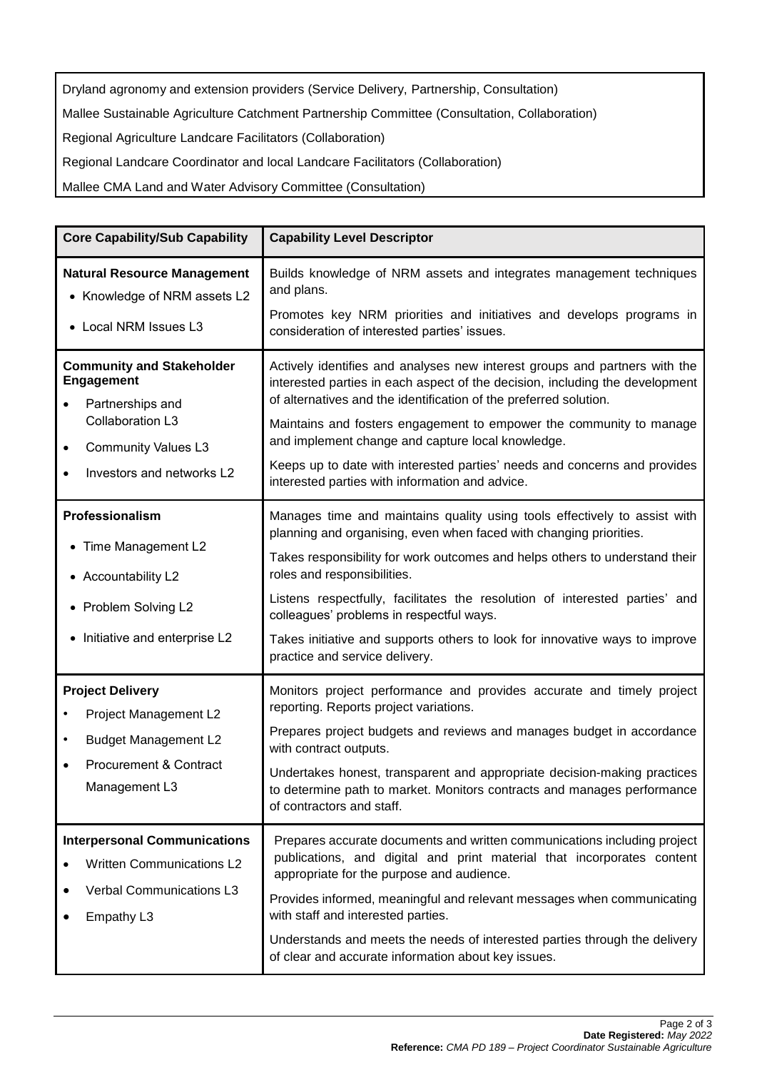| |
|---|
| Dryland agronomy and extension providers (Service Delivery, Partnership, Consultation) |
| Mallee Sustainable Agriculture Catchment Partnership Committee (Consultation, Collaboration) |
| Regional Agriculture Landcare Facilitators (Collaboration) |
| Regional Landcare Coordinator and local Landcare Facilitators (Collaboration) |
| Mallee CMA Land and Water Advisory Committee (Consultation) |

| Core Capability/Sub Capability | Capability Level Descriptor |
|---|---|
| **Natural Resource Management**<br>• Knowledge of NRM assets L2<br>• Local NRM Issues L3 | Builds knowledge of NRM assets and integrates management techniques and plans.<br>Promotes key NRM priorities and initiatives and develops programs in consideration of interested parties' issues. |
| **Community and Stakeholder Engagement**<br>• Partnerships and Collaboration L3<br>• Community Values L3<br>• Investors and networks L2 | Actively identifies and analyses new interest groups and partners with the interested parties in each aspect of the decision, including the development of alternatives and the identification of the preferred solution.<br>Maintains and fosters engagement to empower the community to manage and implement change and capture local knowledge.<br>Keeps up to date with interested parties' needs and concerns and provides interested parties with information and advice. |
| **Professionalism**<br>• Time Management L2<br>• Accountability L2<br>• Problem Solving L2<br>• Initiative and enterprise L2 | Manages time and maintains quality using tools effectively to assist with planning and organising, even when faced with changing priorities.<br>Takes responsibility for work outcomes and helps others to understand their roles and responsibilities.<br>Listens respectfully, facilitates the resolution of interested parties' and colleagues' problems in respectful ways.<br>Takes initiative and supports others to look for innovative ways to improve practice and service delivery. |
| **Project Delivery**<br>• Project Management L2<br>• Budget Management L2<br>• Procurement & Contract Management L3 | Monitors project performance and provides accurate and timely project reporting. Reports project variations.<br>Prepares project budgets and reviews and manages budget in accordance with contract outputs.<br>Undertakes honest, transparent and appropriate decision-making practices to determine path to market. Monitors contracts and manages performance of contractors and staff. |
| **Interpersonal Communications**<br>• Written Communications L2<br>• Verbal Communications L3<br>• Empathy L3 | Prepares accurate documents and written communications including project publications, and digital and print material that incorporates content appropriate for the purpose and audience.<br>Provides informed, meaningful and relevant messages when communicating with staff and interested parties.<br>Understands and meets the needs of interested parties through the delivery of clear and accurate information about key issues. |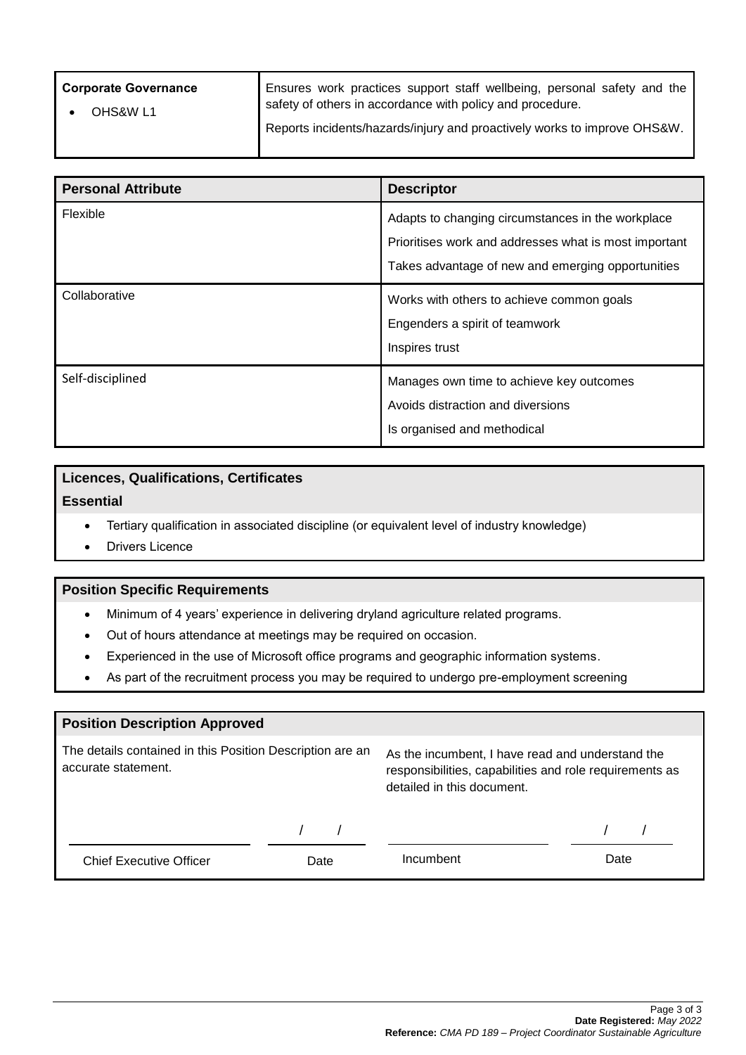| | |
|---|---|
| **Corporate Governance**<br>• OHS&W L1 | Ensures work practices support staff wellbeing, personal safety and the safety of others in accordance with policy and procedure.<br>Reports incidents/hazards/injury and proactively works to improve OHS&W. |

| **Personal Attribute** | **Descriptor** |
|---|---|
| Flexible | Adapts to changing circumstances in the workplace<br>Prioritises work and addresses what is most important<br>Takes advantage of new and emerging opportunities |
| Collaborative | Works with others to achieve common goals<br>Engenders a spirit of teamwork<br>Inspires trust |
| Self-disciplined | Manages own time to achieve key outcomes<br>Avoids distraction and diversions<br>Is organised and methodical |

## Licences, Qualifications, Certificates

**Essential**

- Tertiary qualification in associated discipline (or equivalent level of industry knowledge)
- Drivers Licence

## Position Specific Requirements

- Minimum of 4 years' experience in delivering dryland agriculture related programs.
- Out of hours attendance at meetings may be required on occasion.
- Experienced in the use of Microsoft office programs and geographic information systems.
- As part of the recruitment process you may be required to undergo pre-employment screening

## Position Description Approved

| | | | |
|---|---|---|---|
| The details contained in this Position Description are an accurate statement. | | As the incumbent, I have read and understand the responsibilities, capabilities and role requirements as detailed in this document. | |
| ____________________ | / / | ____________________ | / / |
| Chief Executive Officer | Date | Incumbent | Date |

**Date Registered:** *May 2022*
**Reference:** *CMA PD 189 – Project Coordinator Sustainable Agriculture*